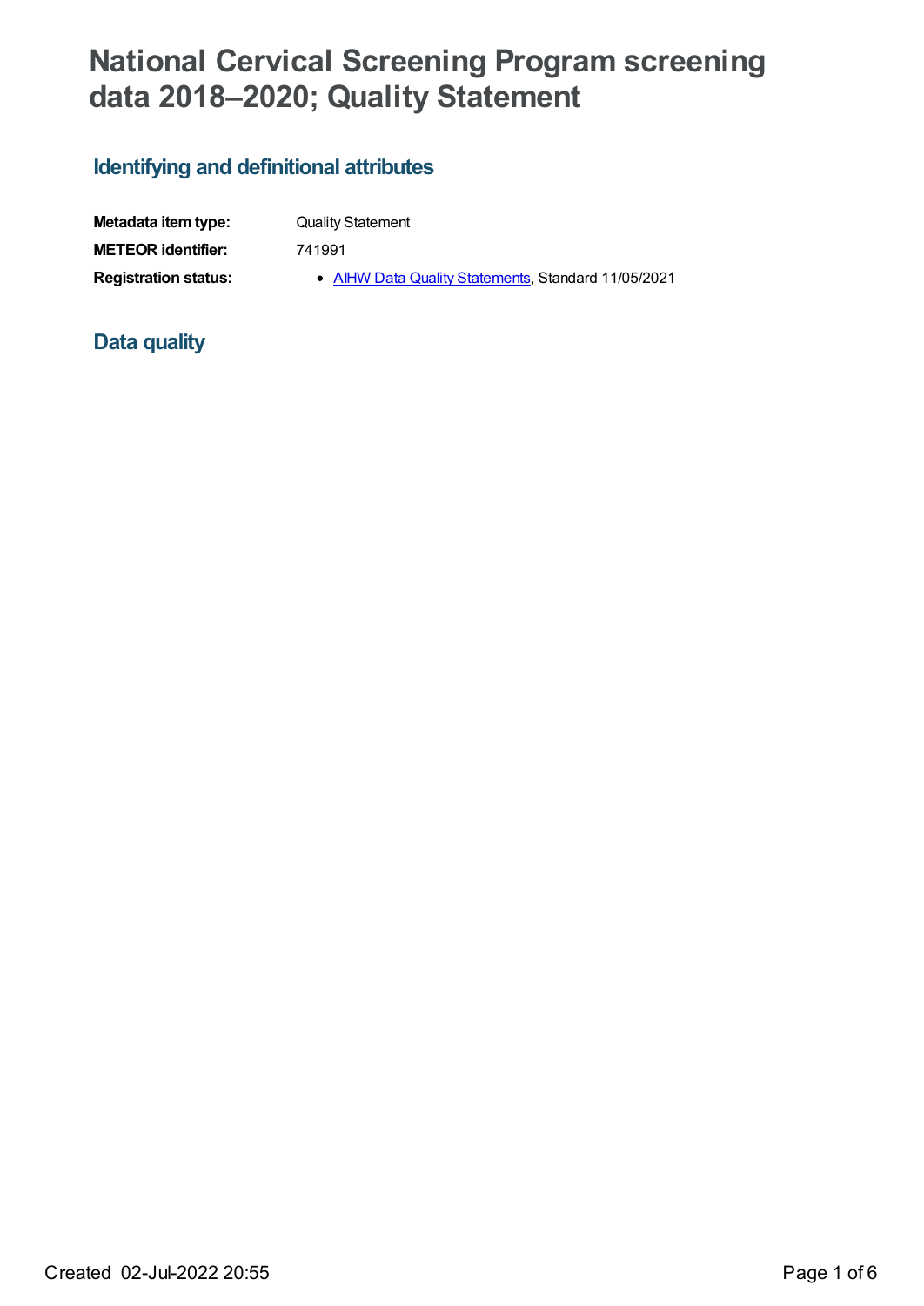# National Cervical Screening Program screening data 2018–2020; Quality Statement

## Identifying and definitional attributes

| | |
|---|---|
| **Metadata item type:** | Quality Statement |
| **METEOR identifier:** | 741991 |
| **Registration status:** | • AIHW Data Quality Statements, Standard 11/05/2021 |

## Data quality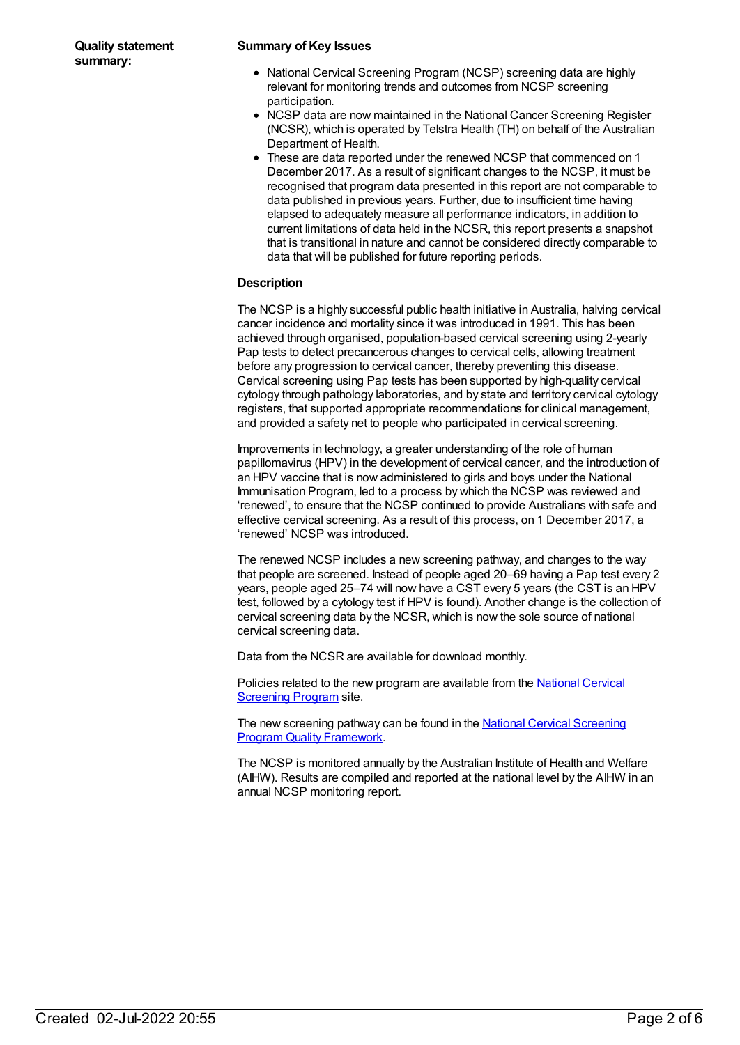**Quality statement summary:**

**Summary of Key Issues**

- National Cervical Screening Program (NCSP) screening data are highly relevant for monitoring trends and outcomes from NCSP screening participation.
- NCSP data are now maintained in the National Cancer Screening Register (NCSR), which is operated by Telstra Health (TH) on behalf of the Australian Department of Health.
- These are data reported under the renewed NCSP that commenced on 1 December 2017. As a result of significant changes to the NCSP, it must be recognised that program data presented in this report are not comparable to data published in previous years. Further, due to insufficient time having elapsed to adequately measure all performance indicators, in addition to current limitations of data held in the NCSR, this report presents a snapshot that is transitional in nature and cannot be considered directly comparable to data that will be published for future reporting periods.

**Description**

The NCSP is a highly successful public health initiative in Australia, halving cervical cancer incidence and mortality since it was introduced in 1991. This has been achieved through organised, population-based cervical screening using 2-yearly Pap tests to detect precancerous changes to cervical cells, allowing treatment before any progression to cervical cancer, thereby preventing this disease. Cervical screening using Pap tests has been supported by high-quality cervical cytology through pathology laboratories, and by state and territory cervical cytology registers, that supported appropriate recommendations for clinical management, and provided a safety net to people who participated in cervical screening.

Improvements in technology, a greater understanding of the role of human papillomavirus (HPV) in the development of cervical cancer, and the introduction of an HPV vaccine that is now administered to girls and boys under the National Immunisation Program, led to a process by which the NCSP was reviewed and 'renewed', to ensure that the NCSP continued to provide Australians with safe and effective cervical screening. As a result of this process, on 1 December 2017, a 'renewed' NCSP was introduced.

The renewed NCSP includes a new screening pathway, and changes to the way that people are screened. Instead of people aged 20–69 having a Pap test every 2 years, people aged 25–74 will now have a CST every 5 years (the CST is an HPV test, followed by a cytology test if HPV is found). Another change is the collection of cervical screening data by the NCSR, which is now the sole source of national cervical screening data.

Data from the NCSR are available for download monthly.

Policies related to the new program are available from the National Cervical Screening Program site.

The new screening pathway can be found in the National Cervical Screening Program Quality Framework.

The NCSP is monitored annually by the Australian Institute of Health and Welfare (AIHW). Results are compiled and reported at the national level by the AIHW in an annual NCSP monitoring report.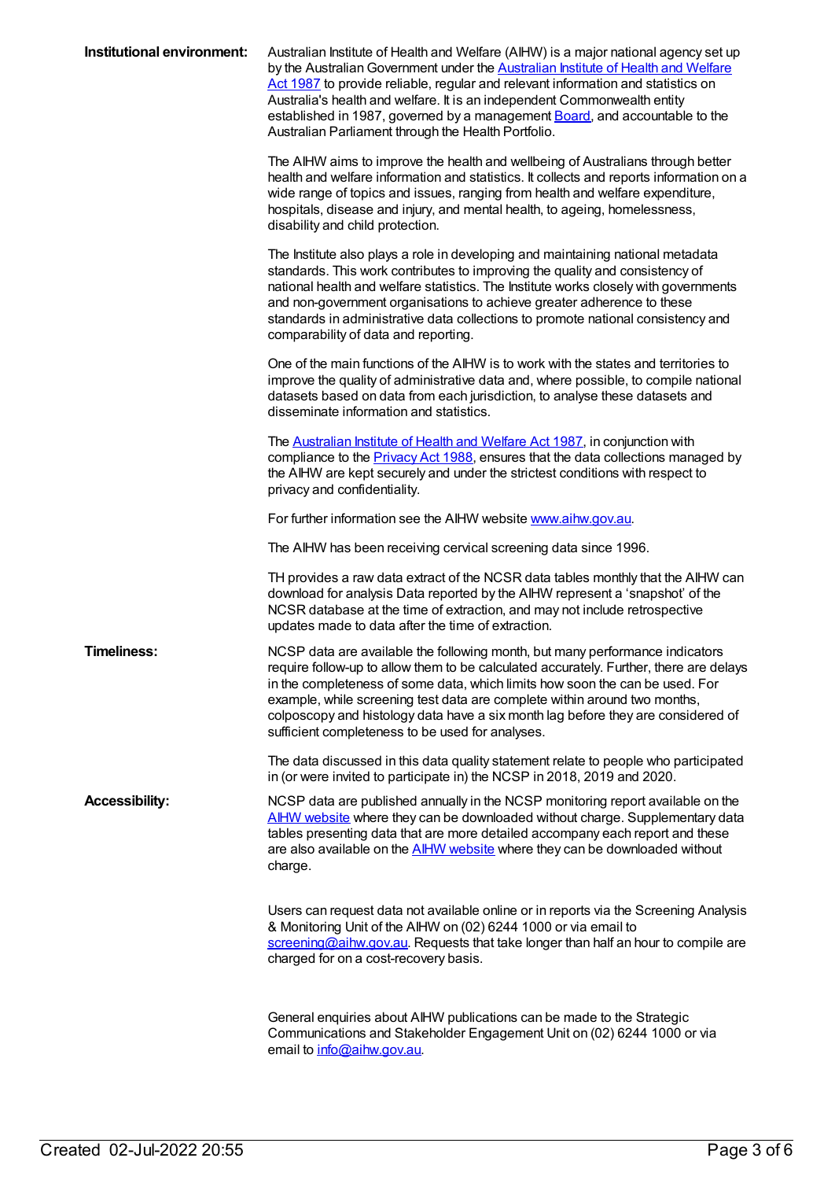**Institutional environment:**

Australian Institute of Health and Welfare (AIHW) is a major national agency set up by the Australian Government under the Australian Institute of Health and Welfare Act 1987 to provide reliable, regular and relevant information and statistics on Australia's health and welfare. It is an independent Commonwealth entity established in 1987, governed by a management Board, and accountable to the Australian Parliament through the Health Portfolio.

The AIHW aims to improve the health and wellbeing of Australians through better health and welfare information and statistics. It collects and reports information on a wide range of topics and issues, ranging from health and welfare expenditure, hospitals, disease and injury, and mental health, to ageing, homelessness, disability and child protection.

The Institute also plays a role in developing and maintaining national metadata standards. This work contributes to improving the quality and consistency of national health and welfare statistics. The Institute works closely with governments and non-government organisations to achieve greater adherence to these standards in administrative data collections to promote national consistency and comparability of data and reporting.

One of the main functions of the AIHW is to work with the states and territories to improve the quality of administrative data and, where possible, to compile national datasets based on data from each jurisdiction, to analyse these datasets and disseminate information and statistics.

The Australian Institute of Health and Welfare Act 1987, in conjunction with compliance to the Privacy Act 1988, ensures that the data collections managed by the AIHW are kept securely and under the strictest conditions with respect to privacy and confidentiality.

For further information see the AIHW website www.aihw.gov.au.

The AIHW has been receiving cervical screening data since 1996.

TH provides a raw data extract of the NCSR data tables monthly that the AIHW can download for analysis Data reported by the AIHW represent a ‘snapshot’ of the NCSR database at the time of extraction, and may not include retrospective updates made to data after the time of extraction.

**Timeliness:**

NCSP data are available the following month, but many performance indicators require follow-up to allow them to be calculated accurately. Further, there are delays in the completeness of some data, which limits how soon the can be used. For example, while screening test data are complete within around two months, colposcopy and histology data have a six month lag before they are considered of sufficient completeness to be used for analyses.

The data discussed in this data quality statement relate to people who participated in (or were invited to participate in) the NCSP in 2018, 2019 and 2020.

**Accessibility:**

NCSP data are published annually in the NCSP monitoring report available on the AIHW website where they can be downloaded without charge. Supplementary data tables presenting data that are more detailed accompany each report and these are also available on the AIHW website where they can be downloaded without charge.

Users can request data not available online or in reports via the Screening Analysis & Monitoring Unit of the AIHW on (02) 6244 1000 or via email to screening@aihw.gov.au. Requests that take longer than half an hour to compile are charged for on a cost-recovery basis.

General enquiries about AIHW publications can be made to the Strategic Communications and Stakeholder Engagement Unit on (02) 6244 1000 or via email to info@aihw.gov.au.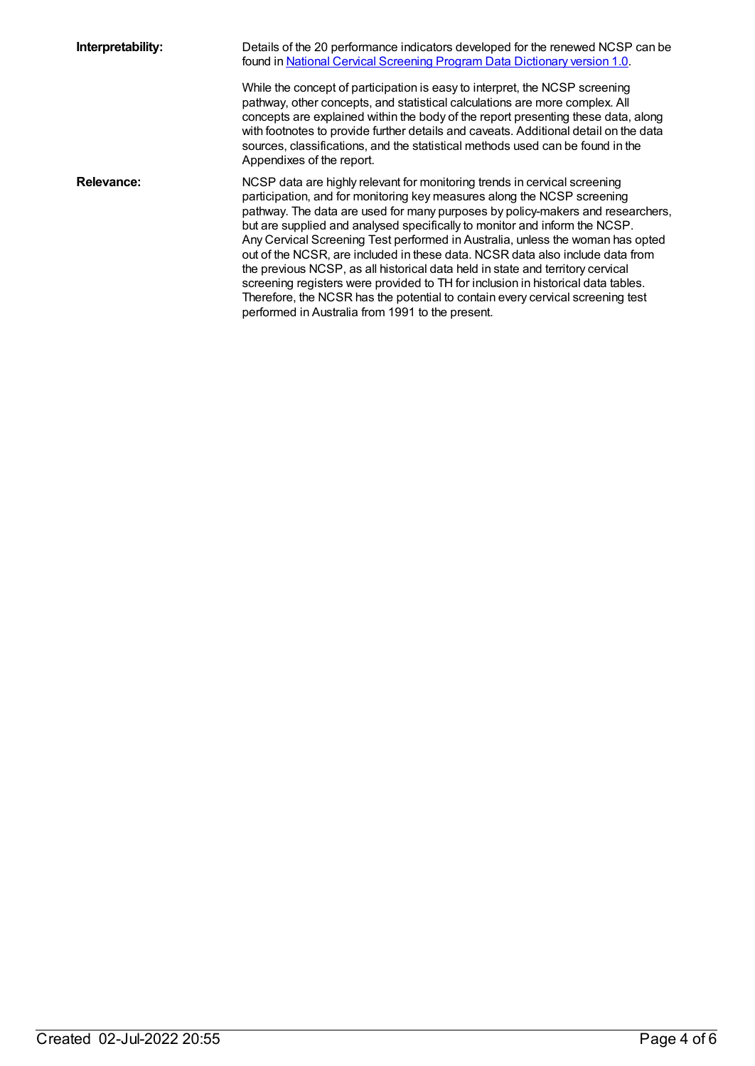**Interpretability:**

Details of the 20 performance indicators developed for the renewed NCSP can be found in [National Cervical Screening Program Data Dictionary version 1.0](National Cervical Screening Program Data Dictionary version 1.0).

While the concept of participation is easy to interpret, the NCSP screening pathway, other concepts, and statistical calculations are more complex. All concepts are explained within the body of the report presenting these data, along with footnotes to provide further details and caveats. Additional detail on the data sources, classifications, and the statistical methods used can be found in the Appendixes of the report.

**Relevance:**

NCSP data are highly relevant for monitoring trends in cervical screening participation, and for monitoring key measures along the NCSP screening pathway. The data are used for many purposes by policy-makers and researchers, but are supplied and analysed specifically to monitor and inform the NCSP. Any Cervical Screening Test performed in Australia, unless the woman has opted out of the NCSR, are included in these data. NCSR data also include data from the previous NCSP, as all historical data held in state and territory cervical screening registers were provided to TH for inclusion in historical data tables. Therefore, the NCSR has the potential to contain every cervical screening test performed in Australia from 1991 to the present.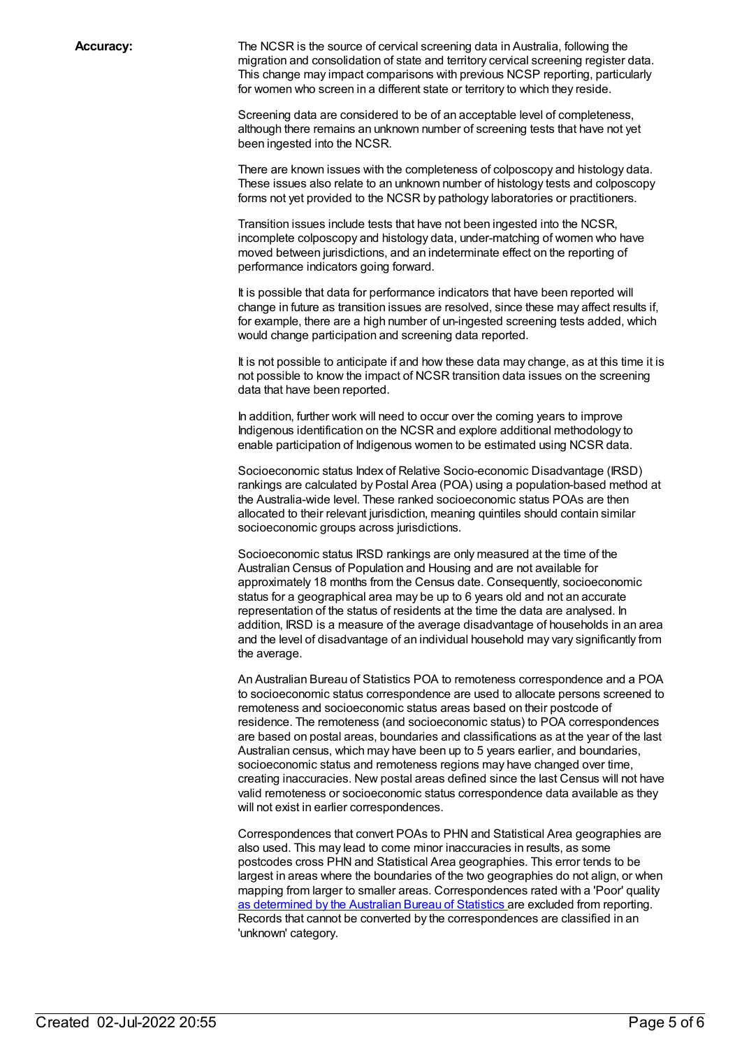**Accuracy:**

The NCSR is the source of cervical screening data in Australia, following the migration and consolidation of state and territory cervical screening register data. This change may impact comparisons with previous NCSP reporting, particularly for women who screen in a different state or territory to which they reside.

Screening data are considered to be of an acceptable level of completeness, although there remains an unknown number of screening tests that have not yet been ingested into the NCSR.

There are known issues with the completeness of colposcopy and histology data. These issues also relate to an unknown number of histology tests and colposcopy forms not yet provided to the NCSR by pathology laboratories or practitioners.

Transition issues include tests that have not been ingested into the NCSR, incomplete colposcopy and histology data, under-matching of women who have moved between jurisdictions, and an indeterminate effect on the reporting of performance indicators going forward.

It is possible that data for performance indicators that have been reported will change in future as transition issues are resolved, since these may affect results if, for example, there are a high number of un-ingested screening tests added, which would change participation and screening data reported.

It is not possible to anticipate if and how these data may change, as at this time it is not possible to know the impact of NCSR transition data issues on the screening data that have been reported.

In addition, further work will need to occur over the coming years to improve Indigenous identification on the NCSR and explore additional methodology to enable participation of Indigenous women to be estimated using NCSR data.

Socioeconomic status Index of Relative Socio-economic Disadvantage (IRSD) rankings are calculated by Postal Area (POA) using a population-based method at the Australia-wide level. These ranked socioeconomic status POAs are then allocated to their relevant jurisdiction, meaning quintiles should contain similar socioeconomic groups across jurisdictions.

Socioeconomic status IRSD rankings are only measured at the time of the Australian Census of Population and Housing and are not available for approximately 18 months from the Census date. Consequently, socioeconomic status for a geographical area may be up to 6 years old and not an accurate representation of the status of residents at the time the data are analysed. In addition, IRSD is a measure of the average disadvantage of households in an area and the level of disadvantage of an individual household may vary significantly from the average.

An Australian Bureau of Statistics POA to remoteness correspondence and a POA to socioeconomic status correspondence are used to allocate persons screened to remoteness and socioeconomic status areas based on their postcode of residence. The remoteness (and socioeconomic status) to POA correspondences are based on postal areas, boundaries and classifications as at the year of the last Australian census, which may have been up to 5 years earlier, and boundaries, socioeconomic status and remoteness regions may have changed over time, creating inaccuracies. New postal areas defined since the last Census will not have valid remoteness or socioeconomic status correspondence data available as they will not exist in earlier correspondences.

Correspondences that convert POAs to PHN and Statistical Area geographies are also used. This may lead to come minor inaccuracies in results, as some postcodes cross PHN and Statistical Area geographies. This error tends to be largest in areas where the boundaries of the two geographies do not align, or when mapping from larger to smaller areas. Correspondences rated with a 'Poor' quality as determined by the Australian Bureau of Statistics are excluded from reporting. Records that cannot be converted by the correspondences are classified in an 'unknown' category.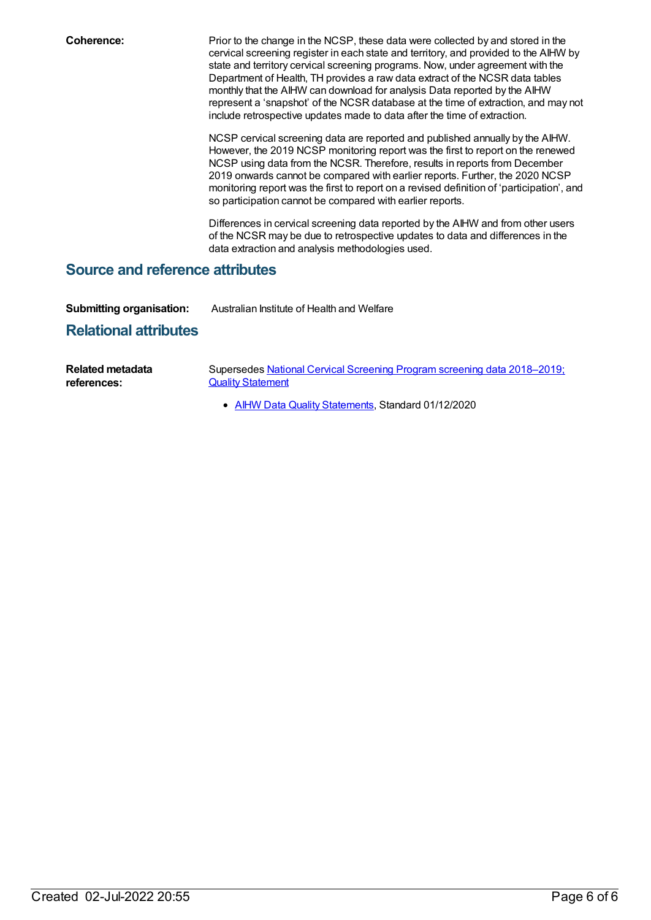**Coherence:**

Prior to the change in the NCSP, these data were collected by and stored in the cervical screening register in each state and territory, and provided to the AIHW by state and territory cervical screening programs. Now, under agreement with the Department of Health, TH provides a raw data extract of the NCSR data tables monthly that the AIHW can download for analysis Data reported by the AIHW represent a 'snapshot' of the NCSR database at the time of extraction, and may not include retrospective updates made to data after the time of extraction.

NCSP cervical screening data are reported and published annually by the AIHW. However, the 2019 NCSP monitoring report was the first to report on the renewed NCSP using data from the NCSR. Therefore, results in reports from December 2019 onwards cannot be compared with earlier reports. Further, the 2020 NCSP monitoring report was the first to report on a revised definition of 'participation', and so participation cannot be compared with earlier reports.

Differences in cervical screening data reported by the AIHW and from other users of the NCSR may be due to retrospective updates to data and differences in the data extraction and analysis methodologies used.

## Source and reference attributes

**Submitting organisation:** Australian Institute of Health and Welfare

## Relational attributes

**Related metadata references:**

Supersedes National Cervical Screening Program screening data 2018–2019; Quality Statement

- AIHW Data Quality Statements, Standard 01/12/2020